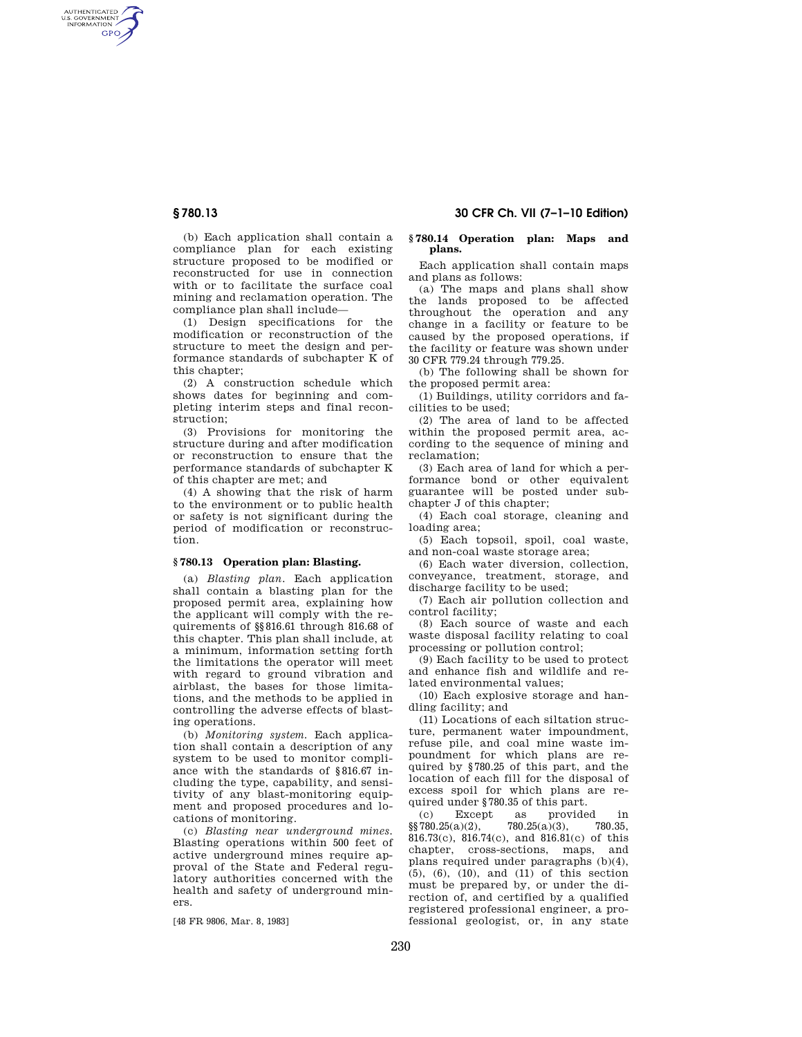(b) Each application shall contain a compliance plan for each existing structure proposed to be modified or reconstructed for use in connection with or to facilitate the surface coal mining and reclamation operation. The compliance plan shall include—

(1) Design specifications for the modification or reconstruction of the structure to meet the design and performance standards of subchapter K of this chapter;

(2) A construction schedule which shows dates for beginning and completing interim steps and final reconstruction;

(3) Provisions for monitoring the structure during and after modification or reconstruction to ensure that the performance standards of subchapter K of this chapter are met; and

(4) A showing that the risk of harm to the environment or to public health or safety is not significant during the period of modification or reconstruction.

### § 780.13 Operation plan: Blasting.

(a) *Blasting plan.* Each application shall contain a blasting plan for the proposed permit area, explaining how the applicant will comply with the requirements of §§816.61 through 816.68 of this chapter. This plan shall include, at a minimum, information setting forth the limitations the operator will meet with regard to ground vibration and airblast, the bases for those limitations, and the methods to be applied in controlling the adverse effects of blasting operations.

(b) *Monitoring system.* Each application shall contain a description of any system to be used to monitor compliance with the standards of §816.67 including the type, capability, and sensitivity of any blast-monitoring equipment and proposed procedures and locations of monitoring.

(c) *Blasting near underground mines.* Blasting operations within 500 feet of active underground mines require approval of the State and Federal regulatory authorities concerned with the health and safety of underground miners.

[48 FR 9806, Mar. 8, 1983]

### § 780.14 Operation plan: Maps and plans.

Each application shall contain maps and plans as follows:

(a) The maps and plans shall show the lands proposed to be affected throughout the operation and any change in a facility or feature to be caused by the proposed operations, if the facility or feature was shown under 30 CFR 779.24 through 779.25.

(b) The following shall be shown for the proposed permit area:

(1) Buildings, utility corridors and facilities to be used;

(2) The area of land to be affected within the proposed permit area, according to the sequence of mining and reclamation;

(3) Each area of land for which a performance bond or other equivalent guarantee will be posted under subchapter J of this chapter;

(4) Each coal storage, cleaning and loading area;

(5) Each topsoil, spoil, coal waste, and non-coal waste storage area;

(6) Each water diversion, collection, conveyance, treatment, storage, and discharge facility to be used;

(7) Each air pollution collection and control facility;

(8) Each source of waste and each waste disposal facility relating to coal processing or pollution control;

(9) Each facility to be used to protect and enhance fish and wildlife and related environmental values;

(10) Each explosive storage and handling facility; and

(11) Locations of each siltation structure, permanent water impoundment, refuse pile, and coal mine waste impoundment for which plans are required by §780.25 of this part, and the location of each fill for the disposal of excess spoil for which plans are required under §780.35 of this part.

(c) Except as provided in §§780.25(a)(2), 780.25(a)(3), 780.35, 816.73(c), 816.74(c), and 816.81(c) of this chapter, cross-sections, maps, and plans required under paragraphs (b)(4), (5), (6), (10), and (11) of this section must be prepared by, or under the direction of, and certified by a qualified registered professional engineer, a professional geologist, or, in any state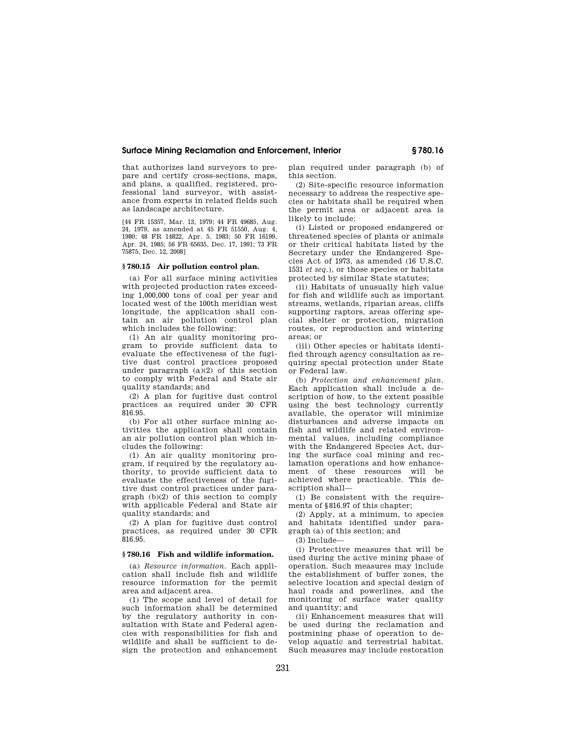that authorizes land surveyors to prepare and certify cross-sections, maps, and plans, a qualified, registered, professional land surveyor, with assistance from experts in related fields such as landscape architecture.

[44 FR 15357, Mar. 13, 1979; 44 FR 49685, Aug. 24, 1979, as amended at 45 FR 51550, Aug. 4, 1980; 48 FR 14822, Apr. 5, 1983; 50 FR 16199, Apr. 24, 1985; 56 FR 65635, Dec. 17, 1991; 73 FR 75875, Dec. 12, 2008]

## § 780.15 Air pollution control plan.

(a) For all surface mining activities with projected production rates exceeding 1,000,000 tons of coal per year and located west of the 100th meridian west longitude, the application shall contain an air pollution control plan which includes the following:

(1) An air quality monitoring program to provide sufficient data to evaluate the effectiveness of the fugitive dust control practices proposed under paragraph (a)(2) of this section to comply with Federal and State air quality standards; and

(2) A plan for fugitive dust control practices as required under 30 CFR 816.95.

(b) For all other surface mining activities the application shall contain an air pollution control plan which includes the following:

(1) An air quality monitoring program, if required by the regulatory authority, to provide sufficient data to evaluate the effectiveness of the fugitive dust control practices under paragraph (b)(2) of this section to comply with applicable Federal and State air quality standards; and

(2) A plan for fugitive dust control practices, as required under 30 CFR 816.95.

## § 780.16 Fish and wildlife information.

(a) *Resource information.* Each application shall include fish and wildlife resource information for the permit area and adjacent area.

(1) The scope and level of detail for such information shall be determined by the regulatory authority in consultation with State and Federal agencies with responsibilities for fish and wildlife and shall be sufficient to design the protection and enhancement plan required under paragraph (b) of this section.

(2) Site-specific resource information necessary to address the respective species or habitats shall be required when the permit area or adjacent area is likely to include:

(i) Listed or proposed endangered or threatened species of plants or animals or their critical habitats listed by the Secretary under the Endangered Species Act of 1973, as amended (16 U.S.C. 1531 *et seq.*), or those species or habitats protected by similar State statutes;

(ii) Habitats of unusually high value for fish and wildlife such as important streams, wetlands, riparian areas, cliffs supporting raptors, areas offering special shelter or protection, migration routes, or reproduction and wintering areas; or

(iii) Other species or habitats identified through agency consultation as requiring special protection under State or Federal law.

(b) *Protection and enhancement plan.* Each application shall include a description of how, to the extent possible using the best technology currently available, the operator will minimize disturbances and adverse impacts on fish and wildlife and related environmental values, including compliance with the Endangered Species Act, during the surface coal mining and reclamation operations and how enhancement of these resources will be achieved where practicable. This description shall—

(1) Be consistent with the requirements of §816.97 of this chapter;

(2) Apply, at a minimum, to species and habitats identified under paragraph (a) of this section; and

(3) Include—

(i) Protective measures that will be used during the active mining phase of operation. Such measures may include the establishment of buffer zones, the selective location and special design of haul roads and powerlines, and the monitoring of surface water quality and quantity; and

(ii) Enhancement measures that will be used during the reclamation and postmining phase of operation to develop aquatic and terrestrial habitat. Such measures may include restoration